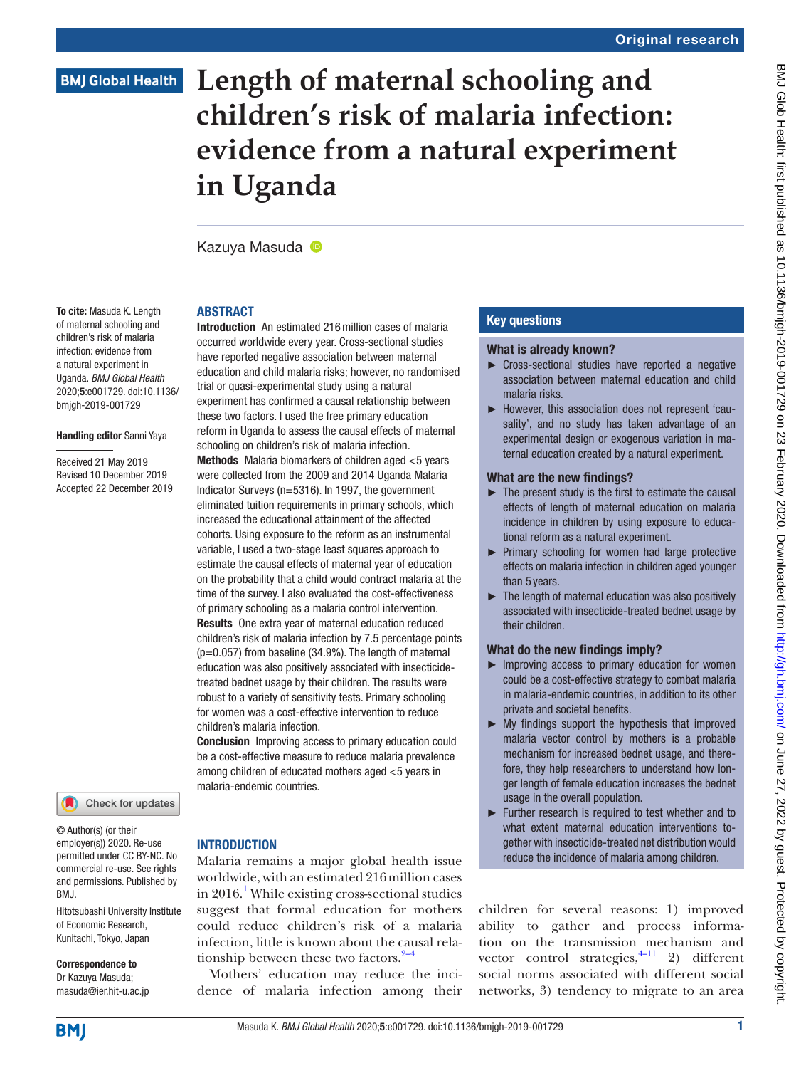Original research

BMJ Global Health

# Length of maternal schooling and children's risk of malaria infection: evidence from a natural experiment in Uganda

Kazuya Masuda

**To cite:** Masuda K. Length of maternal schooling and children's risk of malaria infection: evidence from a natural experiment in Uganda. *BMJ Global Health* 2020;**5**:e001729. doi:10.1136/bmjgh-2019-001729

**Handling editor** Sanni Yaya

Received 21 May 2019
Revised 10 December 2019
Accepted 22 December 2019

© Author(s) (or their employer(s)) 2020. Re-use permitted under CC BY-NC. No commercial re-use. See rights and permissions. Published by BMJ.

Hitotsubashi University Institute of Economic Research, Kunitachi, Tokyo, Japan

**Correspondence to**
Dr Kazuya Masuda;
masuda@ier.hit-u.ac.jp

## ABSTRACT

**Introduction** An estimated 216 million cases of malaria occurred worldwide every year. Cross-sectional studies have reported negative association between maternal education and child malaria risks; however, no randomised trial or quasi-experimental study using a natural experiment has confirmed a causal relationship between these two factors. I used the free primary education reform in Uganda to assess the causal effects of maternal schooling on children's risk of malaria infection.

**Methods** Malaria biomarkers of children aged <5 years were collected from the 2009 and 2014 Uganda Malaria Indicator Surveys (n=5316). In 1997, the government eliminated tuition requirements in primary schools, which increased the educational attainment of the affected cohorts. Using exposure to the reform as an instrumental variable, I used a two-stage least squares approach to estimate the causal effects of maternal year of education on the probability that a child would contract malaria at the time of the survey. I also evaluated the cost-effectiveness of primary schooling as a malaria control intervention.

**Results** One extra year of maternal education reduced children's risk of malaria infection by 7.5 percentage points (p=0.057) from baseline (34.9%). The length of maternal education was also positively associated with insecticide-treated bednet usage by their children. The results were robust to a variety of sensitivity tests. Primary schooling for women was a cost-effective intervention to reduce children's malaria infection.

**Conclusion** Improving access to primary education could be a cost-effective measure to reduce malaria prevalence among children of educated mothers aged <5 years in malaria-endemic countries.

## Key questions

### What is already known?

- Cross-sectional studies have reported a negative association between maternal education and child malaria risks.
- However, this association does not represent 'causality', and no study has taken advantage of an experimental design or exogenous variation in maternal education created by a natural experiment.

### What are the new findings?

- The present study is the first to estimate the causal effects of length of maternal education on malaria incidence in children by using exposure to educational reform as a natural experiment.
- Primary schooling for women had large protective effects on malaria infection in children aged younger than 5 years.
- The length of maternal education was also positively associated with insecticide-treated bednet usage by their children.

### What do the new findings imply?

- Improving access to primary education for women could be a cost-effective strategy to combat malaria in malaria-endemic countries, in addition to its other private and societal benefits.
- My findings support the hypothesis that improved malaria vector control by mothers is a probable mechanism for increased bednet usage, and therefore, they help researchers to understand how longer length of female education increases the bednet usage in the overall population.
- Further research is required to test whether and to what extent maternal education interventions together with insecticide-treated net distribution would reduce the incidence of malaria among children.

## INTRODUCTION

Malaria remains a major global health issue worldwide, with an estimated 216 million cases in 2016.[1] While existing cross-sectional studies suggest that formal education for mothers could reduce children's risk of a malaria infection, little is known about the causal relationship between these two factors.[2–4]

Mothers' education may reduce the incidence of malaria infection among their children for several reasons: 1) improved ability to gather and process information on the transmission mechanism and vector control strategies,[4–11] 2) different social norms associated with different social networks, 3) tendency to migrate to an area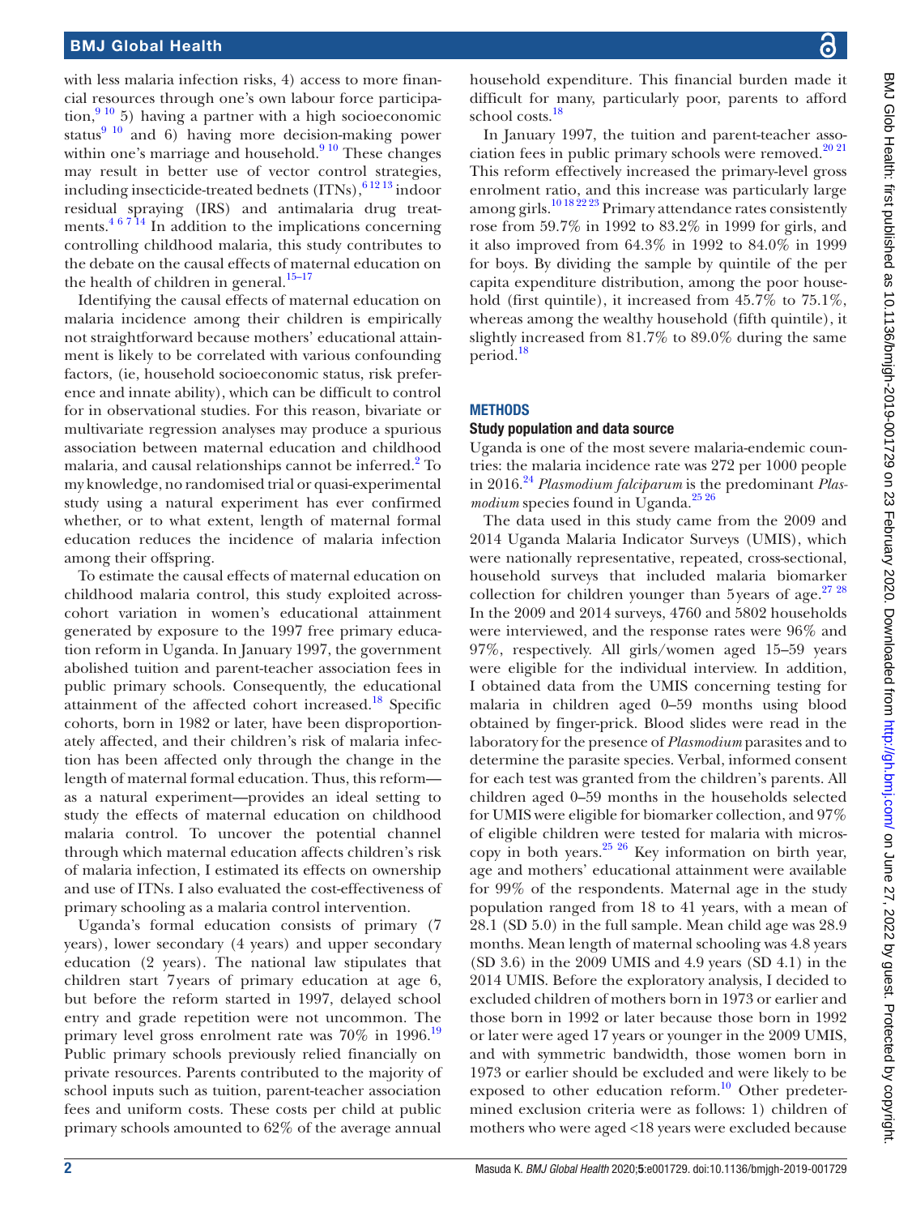with less malaria infection risks, 4) access to more financial resources through one's own labour force participation,[9 10] 5) having a partner with a high socioeconomic status[9 10] and 6) having more decision-making power within one's marriage and household.[9 10] These changes may result in better use of vector control strategies, including insecticide-treated bednets (ITNs),[6 12 13] indoor residual spraying (IRS) and antimalaria drug treatments.[4 6 7 14] In addition to the implications concerning controlling childhood malaria, this study contributes to the debate on the causal effects of maternal education on the health of children in general.[15–17]

Identifying the causal effects of maternal education on malaria incidence among their children is empirically not straightforward because mothers' educational attainment is likely to be correlated with various confounding factors, (ie, household socioeconomic status, risk preference and innate ability), which can be difficult to control for in observational studies. For this reason, bivariate or multivariate regression analyses may produce a spurious association between maternal education and childhood malaria, and causal relationships cannot be inferred.[2] To my knowledge, no randomised trial or quasi-experimental study using a natural experiment has ever confirmed whether, or to what extent, length of maternal formal education reduces the incidence of malaria infection among their offspring.

To estimate the causal effects of maternal education on childhood malaria control, this study exploited across-cohort variation in women's educational attainment generated by exposure to the 1997 free primary education reform in Uganda. In January 1997, the government abolished tuition and parent-teacher association fees in public primary schools. Consequently, the educational attainment of the affected cohort increased.[18] Specific cohorts, born in 1982 or later, have been disproportionately affected, and their children's risk of malaria infection has been affected only through the change in the length of maternal formal education. Thus, this reform—as a natural experiment—provides an ideal setting to study the effects of maternal education on childhood malaria control. To uncover the potential channel through which maternal education affects children's risk of malaria infection, I estimated its effects on ownership and use of ITNs. I also evaluated the cost-effectiveness of primary schooling as a malaria control intervention.

Uganda's formal education consists of primary (7 years), lower secondary (4 years) and upper secondary education (2 years). The national law stipulates that children start 7 years of primary education at age 6, but before the reform started in 1997, delayed school entry and grade repetition were not uncommon. The primary level gross enrolment rate was 70% in 1996.[19] Public primary schools previously relied financially on private resources. Parents contributed to the majority of school inputs such as tuition, parent-teacher association fees and uniform costs. These costs per child at public primary schools amounted to 62% of the average annual household expenditure. This financial burden made it difficult for many, particularly poor, parents to afford school costs.[18]

In January 1997, the tuition and parent-teacher association fees in public primary schools were removed.[20 21] This reform effectively increased the primary-level gross enrolment ratio, and this increase was particularly large among girls.[10 18 22 23] Primary attendance rates consistently rose from 59.7% in 1992 to 83.2% in 1999 for girls, and it also improved from 64.3% in 1992 to 84.0% in 1999 for boys. By dividing the sample by quintile of the per capita expenditure distribution, among the poor household (first quintile), it increased from 45.7% to 75.1%, whereas among the wealthy household (fifth quintile), it slightly increased from 81.7% to 89.0% during the same period.[18]

## METHODS

### Study population and data source

Uganda is one of the most severe malaria-endemic countries: the malaria incidence rate was 272 per 1000 people in 2016.[24] *Plasmodium falciparum* is the predominant *Plasmodium* species found in Uganda.[25 26]

The data used in this study came from the 2009 and 2014 Uganda Malaria Indicator Surveys (UMIS), which were nationally representative, repeated, cross-sectional, household surveys that included malaria biomarker collection for children younger than 5 years of age.[27 28] In the 2009 and 2014 surveys, 4760 and 5802 households were interviewed, and the response rates were 96% and 97%, respectively. All girls/women aged 15–59 years were eligible for the individual interview. In addition, I obtained data from the UMIS concerning testing for malaria in children aged 0–59 months using blood obtained by finger-prick. Blood slides were read in the laboratory for the presence of *Plasmodium* parasites and to determine the parasite species. Verbal, informed consent for each test was granted from the children's parents. All children aged 0–59 months in the households selected for UMIS were eligible for biomarker collection, and 97% of eligible children were tested for malaria with microscopy in both years.[25 26] Key information on birth year, age and mothers' educational attainment were available for 99% of the respondents. Maternal age in the study population ranged from 18 to 41 years, with a mean of 28.1 (SD 5.0) in the full sample. Mean child age was 28.9 months. Mean length of maternal schooling was 4.8 years (SD 3.6) in the 2009 UMIS and 4.9 years (SD 4.1) in the 2014 UMIS. Before the exploratory analysis, I decided to excluded children of mothers born in 1973 or earlier and those born in 1992 or later because those born in 1992 or later were aged 17 years or younger in the 2009 UMIS, and with symmetric bandwidth, those women born in 1973 or earlier should be excluded and were likely to be exposed to other education reform.[10] Other predetermined exclusion criteria were as follows: 1) children of mothers who were aged <18 years were excluded because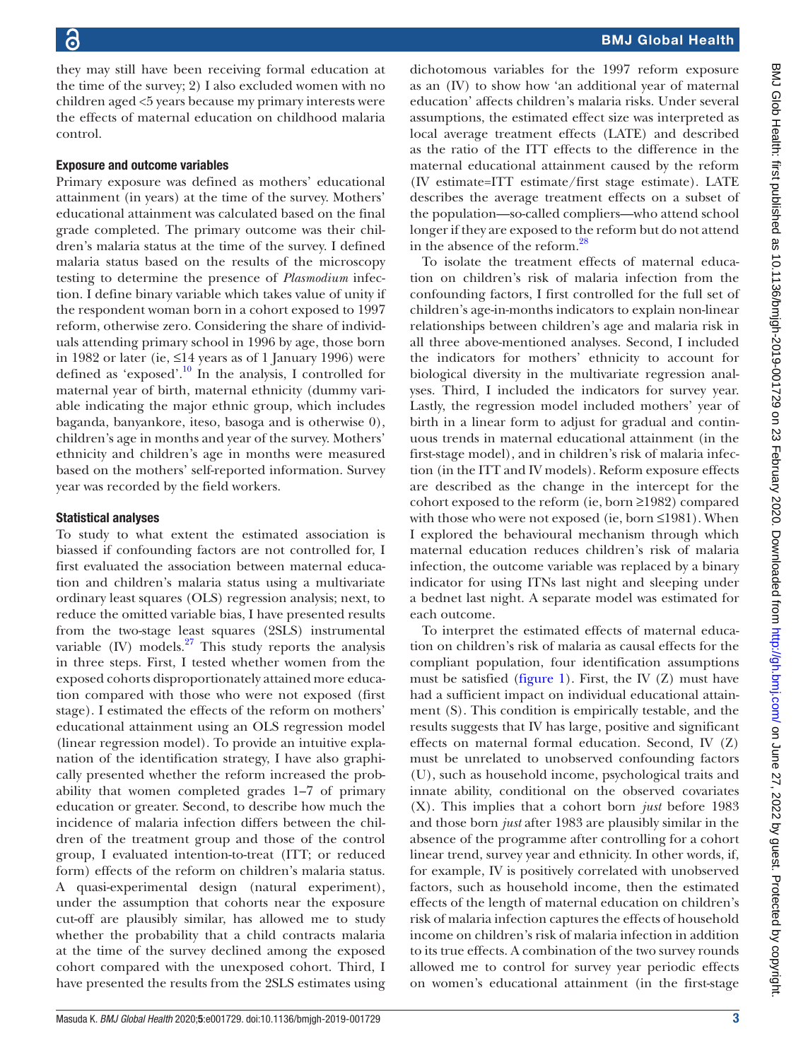they may still have been receiving formal education at the time of the survey; 2) I also excluded women with no children aged <5 years because my primary interests were the effects of maternal education on childhood malaria control.

### Exposure and outcome variables

Primary exposure was defined as mothers' educational attainment (in years) at the time of the survey. Mothers' educational attainment was calculated based on the final grade completed. The primary outcome was their children's malaria status at the time of the survey. I defined malaria status based on the results of the microscopy testing to determine the presence of *Plasmodium* infection. I define binary variable which takes value of unity if the respondent woman born in a cohort exposed to 1997 reform, otherwise zero. Considering the share of individuals attending primary school in 1996 by age, those born in 1982 or later (ie, ≤14 years as of 1 January 1996) were defined as 'exposed'.[10] In the analysis, I controlled for maternal year of birth, maternal ethnicity (dummy variable indicating the major ethnic group, which includes baganda, banyankore, iteso, basoga and is otherwise 0), children's age in months and year of the survey. Mothers' ethnicity and children's age in months were measured based on the mothers' self-reported information. Survey year was recorded by the field workers.

### Statistical analyses

To study to what extent the estimated association is biassed if confounding factors are not controlled for, I first evaluated the association between maternal education and children's malaria status using a multivariate ordinary least squares (OLS) regression analysis; next, to reduce the omitted variable bias, I have presented results from the two-stage least squares (2SLS) instrumental variable (IV) models.[27] This study reports the analysis in three steps. First, I tested whether women from the exposed cohorts disproportionately attained more education compared with those who were not exposed (first stage). I estimated the effects of the reform on mothers' educational attainment using an OLS regression model (linear regression model). To provide an intuitive explanation of the identification strategy, I have also graphically presented whether the reform increased the probability that women completed grades 1–7 of primary education or greater. Second, to describe how much the incidence of malaria infection differs between the children of the treatment group and those of the control group, I evaluated intention-to-treat (ITT; or reduced form) effects of the reform on children's malaria status. A quasi-experimental design (natural experiment), under the assumption that cohorts near the exposure cut-off are plausibly similar, has allowed me to study whether the probability that a child contracts malaria at the time of the survey declined among the exposed cohort compared with the unexposed cohort. Third, I have presented the results from the 2SLS estimates using dichotomous variables for the 1997 reform exposure as an (IV) to show how 'an additional year of maternal education' affects children's malaria risks. Under several assumptions, the estimated effect size was interpreted as local average treatment effects (LATE) and described as the ratio of the ITT effects to the difference in the maternal educational attainment caused by the reform (IV estimate=ITT estimate/first stage estimate). LATE describes the average treatment effects on a subset of the population—so-called compliers—who attend school longer if they are exposed to the reform but do not attend in the absence of the reform.[28]

To isolate the treatment effects of maternal education on children's risk of malaria infection from the confounding factors, I first controlled for the full set of children's age-in-months indicators to explain non-linear relationships between children's age and malaria risk in all three above-mentioned analyses. Second, I included the indicators for mothers' ethnicity to account for biological diversity in the multivariate regression analyses. Third, I included the indicators for survey year. Lastly, the regression model included mothers' year of birth in a linear form to adjust for gradual and continuous trends in maternal educational attainment (in the first-stage model), and in children's risk of malaria infection (in the ITT and IV models). Reform exposure effects are described as the change in the intercept for the cohort exposed to the reform (ie, born ≥1982) compared with those who were not exposed (ie, born ≤1981). When I explored the behavioural mechanism through which maternal education reduces children's risk of malaria infection, the outcome variable was replaced by a binary indicator for using ITNs last night and sleeping under a bednet last night. A separate model was estimated for each outcome.

To interpret the estimated effects of maternal education on children's risk of malaria as causal effects for the compliant population, four identification assumptions must be satisfied (figure 1). First, the IV (Z) must have had a sufficient impact on individual educational attainment (S). This condition is empirically testable, and the results suggests that IV has large, positive and significant effects on maternal formal education. Second, IV (Z) must be unrelated to unobserved confounding factors (U), such as household income, psychological traits and innate ability, conditional on the observed covariates (X). This implies that a cohort born *just* before 1983 and those born *just* after 1983 are plausibly similar in the absence of the programme after controlling for a cohort linear trend, survey year and ethnicity. In other words, if, for example, IV is positively correlated with unobserved factors, such as household income, then the estimated effects of the length of maternal education on children's risk of malaria infection captures the effects of household income on children's risk of malaria infection in addition to its true effects. A combination of the two survey rounds allowed me to control for survey year periodic effects on women's educational attainment (in the first-stage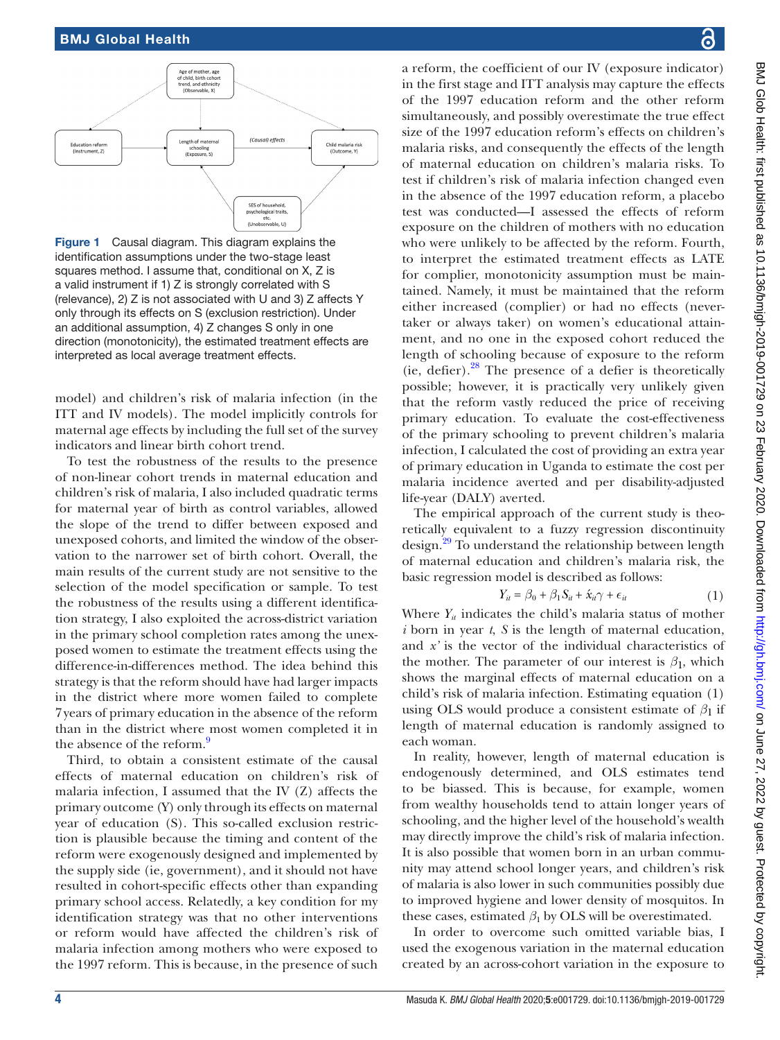Age of mother, age of child, birth cohort trend, and ethnicity (Observable, X)

Education reform (Instrument, Z)

Length of maternal schooling (Exposure, S)

(Causal) effects

Child malaria risk (Outcome, Y)

SES of household, psychological traits, etc. (Unobservable, U)

Figure 1 Causal diagram. This diagram explains the identification assumptions under the two-stage least squares method. I assume that, conditional on X, Z is a valid instrument if 1) Z is strongly correlated with S (relevance), 2) Z is not associated with U and 3) Z affects Y only through its effects on S (exclusion restriction). Under an additional assumption, 4) Z changes S only in one direction (monotonicity), the estimated treatment effects are interpreted as local average treatment effects.

model) and children's risk of malaria infection (in the ITT and IV models). The model implicitly controls for maternal age effects by including the full set of the survey indicators and linear birth cohort trend.

To test the robustness of the results to the presence of non-linear cohort trends in maternal education and children's risk of malaria, I also included quadratic terms for maternal year of birth as control variables, allowed the slope of the trend to differ between exposed and unexposed cohorts, and limited the window of the observation to the narrower set of birth cohort. Overall, the main results of the current study are not sensitive to the selection of the model specification or sample. To test the robustness of the results using a different identification strategy, I also exploited the across-district variation in the primary school completion rates among the unexposed women to estimate the treatment effects using the difference-in-differences method. The idea behind this strategy is that the reform should have had larger impacts in the district where more women failed to complete 7 years of primary education in the absence of the reform than in the district where most women completed it in the absence of the reform.[9]

Third, to obtain a consistent estimate of the causal effects of maternal education on children's risk of malaria infection, I assumed that the IV (Z) affects the primary outcome (Y) only through its effects on maternal year of education (S). This so-called exclusion restriction is plausible because the timing and content of the reform were exogenously designed and implemented by the supply side (ie, government), and it should not have resulted in cohort-specific effects other than expanding primary school access. Relatedly, a key condition for my identification strategy was that no other interventions or reform would have affected the children's risk of malaria infection among mothers who were exposed to the 1997 reform. This is because, in the presence of such a reform, the coefficient of our IV (exposure indicator) in the first stage and ITT analysis may capture the effects of the 1997 education reform and the other reform simultaneously, and possibly overestimate the true effect size of the 1997 education reform's effects on children's malaria risks, and consequently the effects of the length of maternal education on children's malaria risks. To test if children's risk of malaria infection changed even in the absence of the 1997 education reform, a placebo test was conducted—I assessed the effects of reform exposure on the children of mothers with no education who were unlikely to be affected by the reform. Fourth, to interpret the estimated treatment effects as LATE for complier, monotonicity assumption must be maintained. Namely, it must be maintained that the reform either increased (complier) or had no effects (never-taker or always taker) on women's educational attainment, and no one in the exposed cohort reduced the length of schooling because of exposure to the reform (ie, defier).[28] The presence of a defier is theoretically possible; however, it is practically very unlikely given that the reform vastly reduced the price of receiving primary education. To evaluate the cost-effectiveness of the primary schooling to prevent children's malaria infection, I calculated the cost of providing an extra year of primary education in Uganda to estimate the cost per malaria incidence averted and per disability-adjusted life-year (DALY) averted.

The empirical approach of the current study is theoretically equivalent to a fuzzy regression discontinuity design.[29] To understand the relationship between length of maternal education and children's malaria risk, the basic regression model is described as follows:

$$Y_{it} = \beta_0 + \beta_1 S_{it} + \acute{x}_{it}\gamma + \epsilon_{it} \quad (1)$$

Where $Y_{it}$ indicates the child's malaria status of mother $i$ born in year $t$, $S$ is the length of maternal education, and $x'$ is the vector of the individual characteristics of the mother. The parameter of our interest is $\beta_1$, which shows the marginal effects of maternal education on a child's risk of malaria infection. Estimating equation (1) using OLS would produce a consistent estimate of $\beta_1$ if length of maternal education is randomly assigned to each woman.

In reality, however, length of maternal education is endogenously determined, and OLS estimates tend to be biassed. This is because, for example, women from wealthy households tend to attain longer years of schooling, and the higher level of the household's wealth may directly improve the child's risk of malaria infection. It is also possible that women born in an urban community may attend school longer years, and children's risk of malaria is also lower in such communities possibly due to improved hygiene and lower density of mosquitos. In these cases, estimated $\beta_1$ by OLS will be overestimated.

In order to overcome such omitted variable bias, I used the exogenous variation in the maternal education created by an across-cohort variation in the exposure to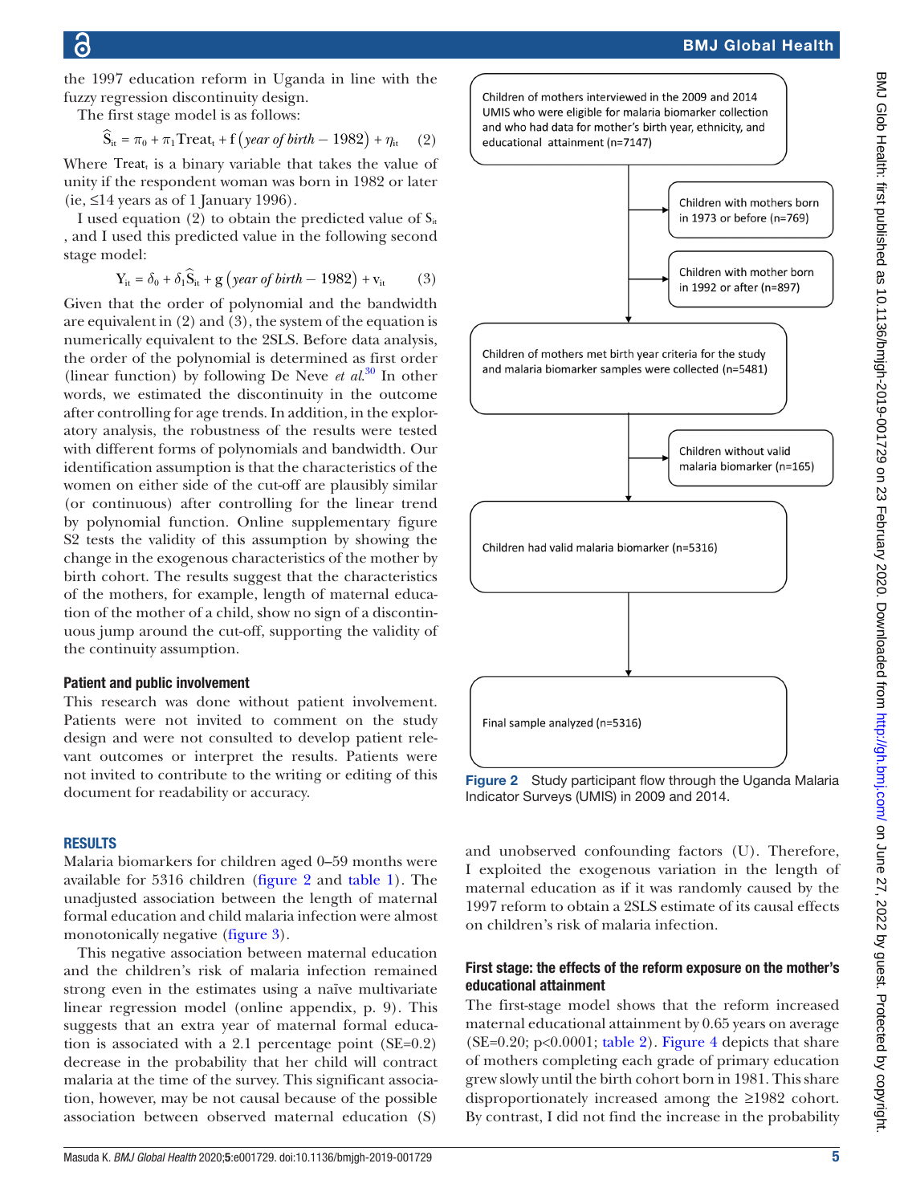the 1997 education reform in Uganda in line with the fuzzy regression discontinuity design.

The first stage model is as follows:

$$\widehat{S}_{it} = \pi_0 + \pi_1 \text{Treat}_t + f\left(\textit{year of birth} - 1982\right) + \eta_{it} \quad (2)$$

Where $\text{Treat}_t$ is a binary variable that takes the value of unity if the respondent woman was born in 1982 or later (ie, ≤14 years as of 1 January 1996).

I used equation (2) to obtain the predicted value of $S_{it}$, and I used this predicted value in the following second stage model:

$$Y_{it} = \delta_0 + \delta_1 \widehat{S}_{it} + g\left(\textit{year of birth} - 1982\right) + v_{it} \quad (3)$$

Given that the order of polynomial and the bandwidth are equivalent in (2) and (3), the system of the equation is numerically equivalent to the 2SLS. Before data analysis, the order of the polynomial is determined as first order (linear function) by following De Neve *et al*.[30] In other words, we estimated the discontinuity in the outcome after controlling for age trends. In addition, in the exploratory analysis, the robustness of the results were tested with different forms of polynomials and bandwidth. Our identification assumption is that the characteristics of the women on either side of the cut-off are plausibly similar (or continuous) after controlling for the linear trend by polynomial function. Online supplementary figure S2 tests the validity of this assumption by showing the change in the exogenous characteristics of the mother by birth cohort. The results suggest that the characteristics of the mothers, for example, length of maternal education of the mother of a child, show no sign of a discontinuous jump around the cut-off, supporting the validity of the continuity assumption.

### Patient and public involvement

This research was done without patient involvement. Patients were not invited to comment on the study design and were not consulted to develop patient relevant outcomes or interpret the results. Patients were not invited to contribute to the writing or editing of this document for readability or accuracy.

## RESULTS

Malaria biomarkers for children aged 0–59 months were available for 5316 children (figure 2 and table 1). The unadjusted association between the length of maternal formal education and child malaria infection were almost monotonically negative (figure 3).

This negative association between maternal education and the children's risk of malaria infection remained strong even in the estimates using a naïve multivariate linear regression model (online appendix, p. 9). This suggests that an extra year of maternal formal education is associated with a 2.1 percentage point (SE=0.2) decrease in the probability that her child will contract malaria at the time of the survey. This significant association, however, may be not causal because of the possible association between observed maternal education (S) and unobserved confounding factors (U). Therefore, I exploited the exogenous variation in the length of maternal education as if it was randomly caused by the 1997 reform to obtain a 2SLS estimate of its causal effects on children's risk of malaria infection.

Children of mothers interviewed in the 2009 and 2014 UMIS who were eligible for malaria biomarker collection and who had data for mother's birth year, ethnicity, and educational attainment (n=7147)

→ Children with mothers born in 1973 or before (n=769)

→ Children with mother born in 1992 or after (n=897)

Children of mothers met birth year criteria for the study and malaria biomarker samples were collected (n=5481)

→ Children without valid malaria biomarker (n=165)

Children had valid malaria biomarker (n=5316)

Final sample analyzed (n=5316)

**Figure 2** Study participant flow through the Uganda Malaria Indicator Surveys (UMIS) in 2009 and 2014.

### First stage: the effects of the reform exposure on the mother's educational attainment

The first-stage model shows that the reform increased maternal educational attainment by 0.65 years on average (SE=0.20; p<0.0001; table 2). Figure 4 depicts that share of mothers completing each grade of primary education grew slowly until the birth cohort born in 1981. This share disproportionately increased among the ≥1982 cohort. By contrast, I did not find the increase in the probability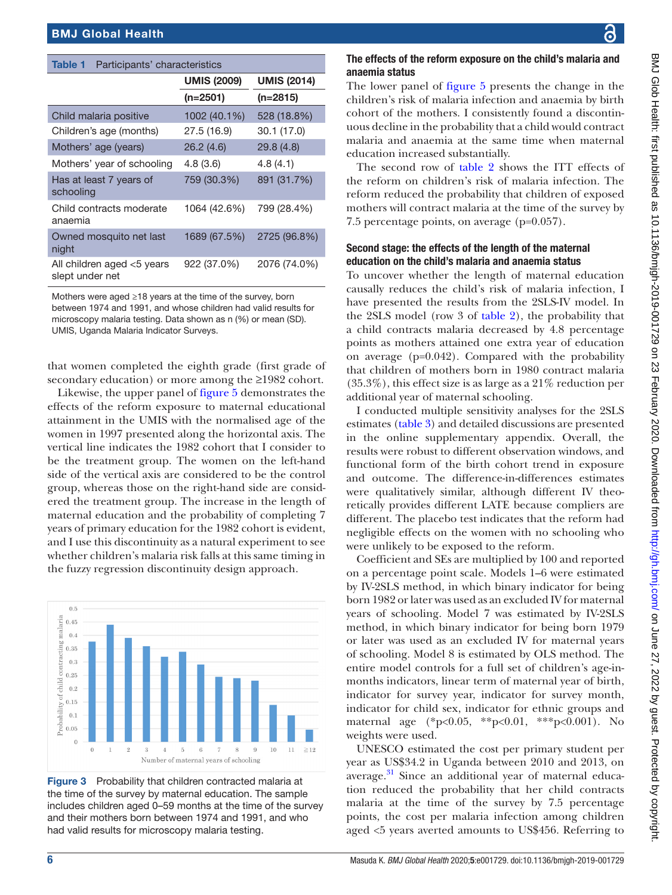**Table 1** Participants' characteristics

| | UMIS (2009) (n=2501) | UMIS (2014) (n=2815) |
|---|---|---|
| Child malaria positive | 1002 (40.1%) | 528 (18.8%) |
| Children's age (months) | 27.5 (16.9) | 30.1 (17.0) |
| Mothers' age (years) | 26.2 (4.6) | 29.8 (4.8) |
| Mothers' year of schooling | 4.8 (3.6) | 4.8 (4.1) |
| Has at least 7 years of schooling | 759 (30.3%) | 891 (31.7%) |
| Child contracts moderate anaemia | 1064 (42.6%) | 799 (28.4%) |
| Owned mosquito net last night | 1689 (67.5%) | 2725 (96.8%) |
| All children aged <5 years slept under net | 922 (37.0%) | 2076 (74.0%) |

Mothers were aged ≥18 years at the time of the survey, born between 1974 and 1991, and whose children had valid results for microscopy malaria testing. Data shown as n (%) or mean (SD).
UMIS, Uganda Malaria Indicator Surveys.

that women completed the eighth grade (first grade of secondary education) or more among the ≥1982 cohort.

Likewise, the upper panel of figure 5 demonstrates the effects of the reform exposure to maternal educational attainment in the UMIS with the normalised age of the women in 1997 presented along the horizontal axis. The vertical line indicates the 1982 cohort that I consider to be the treatment group. The women on the left-hand side of the vertical axis are considered to be the control group, whereas those on the right-hand side are considered the treatment group. The increase in the length of maternal education and the probability of completing 7 years of primary education for the 1982 cohort is evident, and I use this discontinuity as a natural experiment to see whether children's malaria risk falls at this same timing in the fuzzy regression discontinuity design approach.

**Figure 3** Probability that children contracted malaria at the time of the survey by maternal education. The sample includes children aged 0–59 months at the time of the survey and their mothers born between 1974 and 1991, and who had valid results for microscopy malaria testing.

### The effects of the reform exposure on the child's malaria and anaemia status

The lower panel of figure 5 presents the change in the children's risk of malaria infection and anaemia by birth cohort of the mothers. I consistently found a discontinuous decline in the probability that a child would contract malaria and anaemia at the same time when maternal education increased substantially.

The second row of table 2 shows the ITT effects of the reform on children's risk of malaria infection. The reform reduced the probability that children of exposed mothers will contract malaria at the time of the survey by 7.5 percentage points, on average (p=0.057).

### Second stage: the effects of the length of the maternal education on the child's malaria and anaemia status

To uncover whether the length of maternal education causally reduces the child's risk of malaria infection, I have presented the results from the 2SLS-IV model. In the 2SLS model (row 3 of table 2), the probability that a child contracts malaria decreased by 4.8 percentage points as mothers attained one extra year of education on average (p=0.042). Compared with the probability that children of mothers born in 1980 contract malaria (35.3%), this effect size is as large as a 21% reduction per additional year of maternal schooling.

I conducted multiple sensitivity analyses for the 2SLS estimates (table 3) and detailed discussions are presented in the online supplementary appendix. Overall, the results were robust to different observation windows, and functional form of the birth cohort trend in exposure and outcome. The difference-in-differences estimates were qualitatively similar, although different IV theoretically provides different LATE because compliers are different. The placebo test indicates that the reform had negligible effects on the women with no schooling who were unlikely to be exposed to the reform.

Coefficient and SEs are multiplied by 100 and reported on a percentage point scale. Models 1–6 were estimated by IV-2SLS method, in which binary indicator for being born 1982 or later was used as an excluded IV for maternal years of schooling. Model 7 was estimated by IV-2SLS method, in which binary indicator for being born 1979 or later was used as an excluded IV for maternal years of schooling. Model 8 is estimated by OLS method. The entire model controls for a full set of children's age-in-months indicators, linear term of maternal year of birth, indicator for survey year, indicator for survey month, indicator for child sex, indicator for ethnic groups and maternal age (\*p<0.05, \*\*p<0.01, \*\*\*p<0.001). No weights were used.

UNESCO estimated the cost per primary student per year as US$34.2 in Uganda between 2010 and 2013, on average.[31] Since an additional year of maternal education reduced the probability that her child contracts malaria at the time of the survey by 7.5 percentage points, the cost per malaria infection among children aged <5 years averted amounts to US$456. Referring to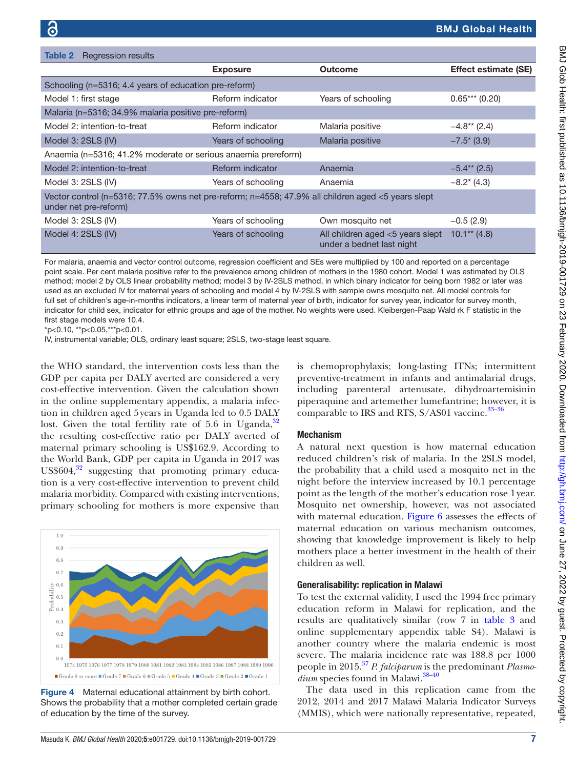**Table 2** Regression results

| | Exposure | Outcome | Effect estimate (SE) |
|---|---|---|---|
| Schooling (n=5316; 4.4 years of education pre-reform) | | | |
| Model 1: first stage | Reform indicator | Years of schooling | 0.65*** (0.20) |
| Malaria (n=5316; 34.9% malaria positive pre-reform) | | | |
| Model 2: intention-to-treat | Reform indicator | Malaria positive | −4.8** (2.4) |
| Model 3: 2SLS (IV) | Years of schooling | Malaria positive | −7.5* (3.9) |
| Anaemia (n=5316; 41.2% moderate or serious anaemia prereform) | | | |
| Model 2: intention-to-treat | Reform indicator | Anaemia | −5.4** (2.5) |
| Model 3: 2SLS (IV) | Years of schooling | Anaemia | −8.2* (4.3) |
| Vector control (n=5316; 77.5% owns net pre-reform; n=4558; 47.9% all children aged <5 years slept under net pre-reform) | | | |
| Model 3: 2SLS (IV) | Years of schooling | Own mosquito net | −0.5 (2.9) |
| Model 4: 2SLS (IV) | Years of schooling | All children aged <5 years slept under a bednet last night | 10.1** (4.8) |

For malaria, anaemia and vector control outcome, regression coefficient and SEs were multiplied by 100 and reported on a percentage point scale. Per cent malaria positive refer to the prevalence among children of mothers in the 1980 cohort. Model 1 was estimated by OLS method; model 2 by OLS linear probability method; model 3 by IV-2SLS method, in which binary indicator for being born 1982 or later was used as an excluded IV for maternal years of schooling and model 4 by IV-2SLS with sample owns mosquito net. All model controls for full set of children's age-in-months indicators, a linear term of maternal year of birth, indicator for survey year, indicator for survey month, indicator for child sex, indicator for ethnic groups and age of the mother. No weights were used. Kleibergen-Paap Wald rk F statistic in the first stage models were 10.4.

*p<0.10, **p<0.05,***p<0.01.

IV, instrumental variable; OLS, ordinary least square; 2SLS, two-stage least square.

the WHO standard, the intervention costs less than the GDP per capita per DALY averted are considered a very cost-effective intervention. Given the calculation shown in the online supplementary appendix, a malaria infection in children aged 5 years in Uganda led to 0.5 DALY lost. Given the total fertility rate of 5.6 in Uganda,[32] the resulting cost-effective ratio per DALY averted of maternal primary schooling is US$162.9. According to the World Bank, GDP per capita in Uganda in 2017 was US$604,[32] suggesting that promoting primary education is a very cost-effective intervention to prevent child malaria morbidity. Compared with existing interventions, primary schooling for mothers is more expensive than is chemoprophylaxis; long-lasting ITNs; intermittent preventive-treatment in infants and antimalarial drugs, including parenteral artenusate, dihydroartemisinin piperaquine and artemether lumefantrine; however, it is comparable to IRS and RTS, S/AS01 vaccine.[33–36]

**Figure 4** Maternal educational attainment by birth cohort. Shows the probability that a mother completed certain grade of education by the time of the survey.

## Mechanism

A natural next question is how maternal education reduced children's risk of malaria. In the 2SLS model, the probability that a child used a mosquito net in the night before the interview increased by 10.1 percentage point as the length of the mother's education rose 1 year. Mosquito net ownership, however, was not associated with maternal education. Figure 6 assesses the effects of maternal education on various mechanism outcomes, showing that knowledge improvement is likely to help mothers place a better investment in the health of their children as well.

## Generalisability: replication in Malawi

To test the external validity, I used the 1994 free primary education reform in Malawi for replication, and the results are qualitatively similar (row 7 in table 3 and online supplementary appendix table S4). Malawi is another country where the malaria endemic is most severe. The malaria incidence rate was 188.8 per 1000 people in 2015.[37] *P. falciparum* is the predominant *Plasmodium* species found in Malawi.[38–40]

The data used in this replication came from the 2012, 2014 and 2017 Malawi Malaria Indicator Surveys (MMIS), which were nationally representative, repeated,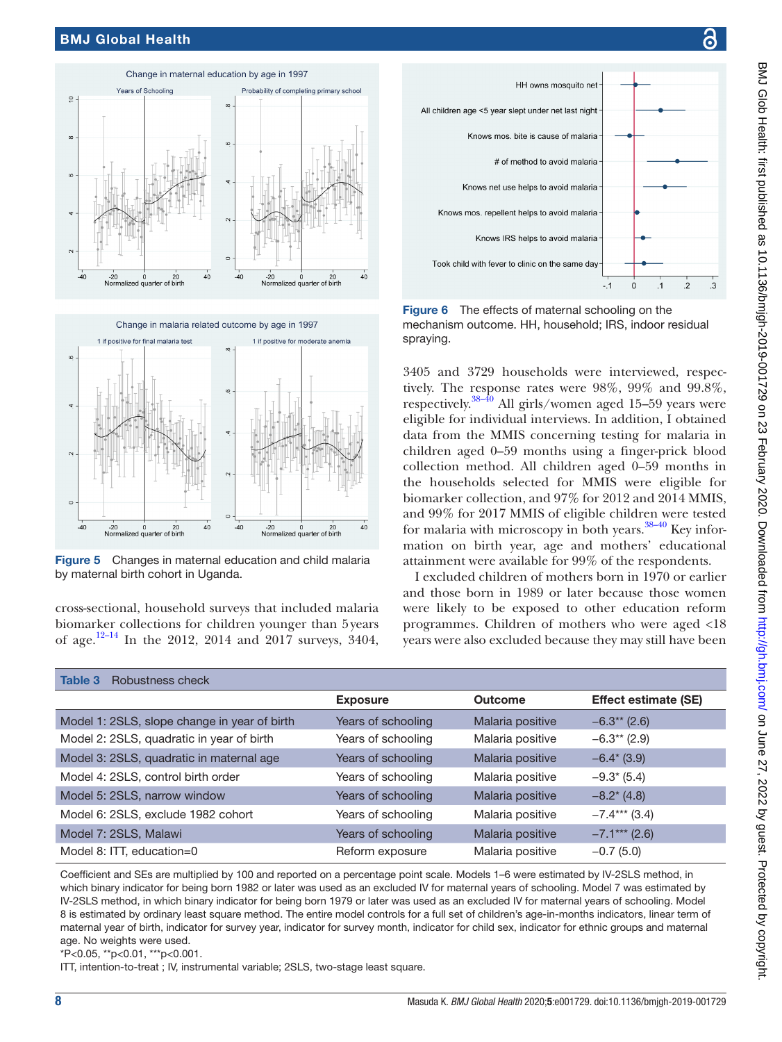Figure 5 Changes in maternal education and child malaria by maternal birth cohort in Uganda.

Figure 6 The effects of maternal schooling on the mechanism outcome. HH, household; IRS, indoor residual spraying.

cross-sectional, household surveys that included malaria biomarker collections for children younger than 5 years of age.[12–14] In the 2012, 2014 and 2017 surveys, 3404, 3405 and 3729 households were interviewed, respectively. The response rates were 98%, 99% and 99.8%, respectively.[38–40] All girls/women aged 15–59 years were eligible for individual interviews. In addition, I obtained data from the MMIS concerning testing for malaria in children aged 0–59 months using a finger-prick blood collection method. All children aged 0–59 months in the households selected for MMIS were eligible for biomarker collection, and 97% for 2012 and 2014 MMIS, and 99% for 2017 MMIS of eligible children were tested for malaria with microscopy in both years.[38–40] Key information on birth year, age and mothers' educational attainment were available for 99% of the respondents.

I excluded children of mothers born in 1970 or earlier and those born in 1989 or later because those women were likely to be exposed to other education reform programmes. Children of mothers who were aged <18 years were also excluded because they may still have been

**Table 3** Robustness check

| | Exposure | Outcome | Effect estimate (SE) |
|---|---|---|---|
| Model 1: 2SLS, slope change in year of birth | Years of schooling | Malaria positive | −6.3** (2.6) |
| Model 2: 2SLS, quadratic in year of birth | Years of schooling | Malaria positive | −6.3** (2.9) |
| Model 3: 2SLS, quadratic in maternal age | Years of schooling | Malaria positive | −6.4* (3.9) |
| Model 4: 2SLS, control birth order | Years of schooling | Malaria positive | −9.3* (5.4) |
| Model 5: 2SLS, narrow window | Years of schooling | Malaria positive | −8.2* (4.8) |
| Model 6: 2SLS, exclude 1982 cohort | Years of schooling | Malaria positive | −7.4*** (3.4) |
| Model 7: 2SLS, Malawi | Years of schooling | Malaria positive | −7.1*** (2.6) |
| Model 8: ITT, education=0 | Reform exposure | Malaria positive | −0.7 (5.0) |

Coefficient and SEs are multiplied by 100 and reported on a percentage point scale. Models 1–6 were estimated by IV-2SLS method, in which binary indicator for being born 1982 or later was used as an excluded IV for maternal years of schooling. Model 7 was estimated by IV-2SLS method, in which binary indicator for being born 1979 or later was used as an excluded IV for maternal years of schooling. Model 8 is estimated by ordinary least square method. The entire model controls for a full set of children's age-in-months indicators, linear term of maternal year of birth, indicator for survey year, indicator for survey month, indicator for child sex, indicator for ethnic groups and maternal age. No weights were used.

*P<0.05, **p<0.01, ***p<0.001.

ITT, intention-to-treat ; IV, instrumental variable; 2SLS, two-stage least square.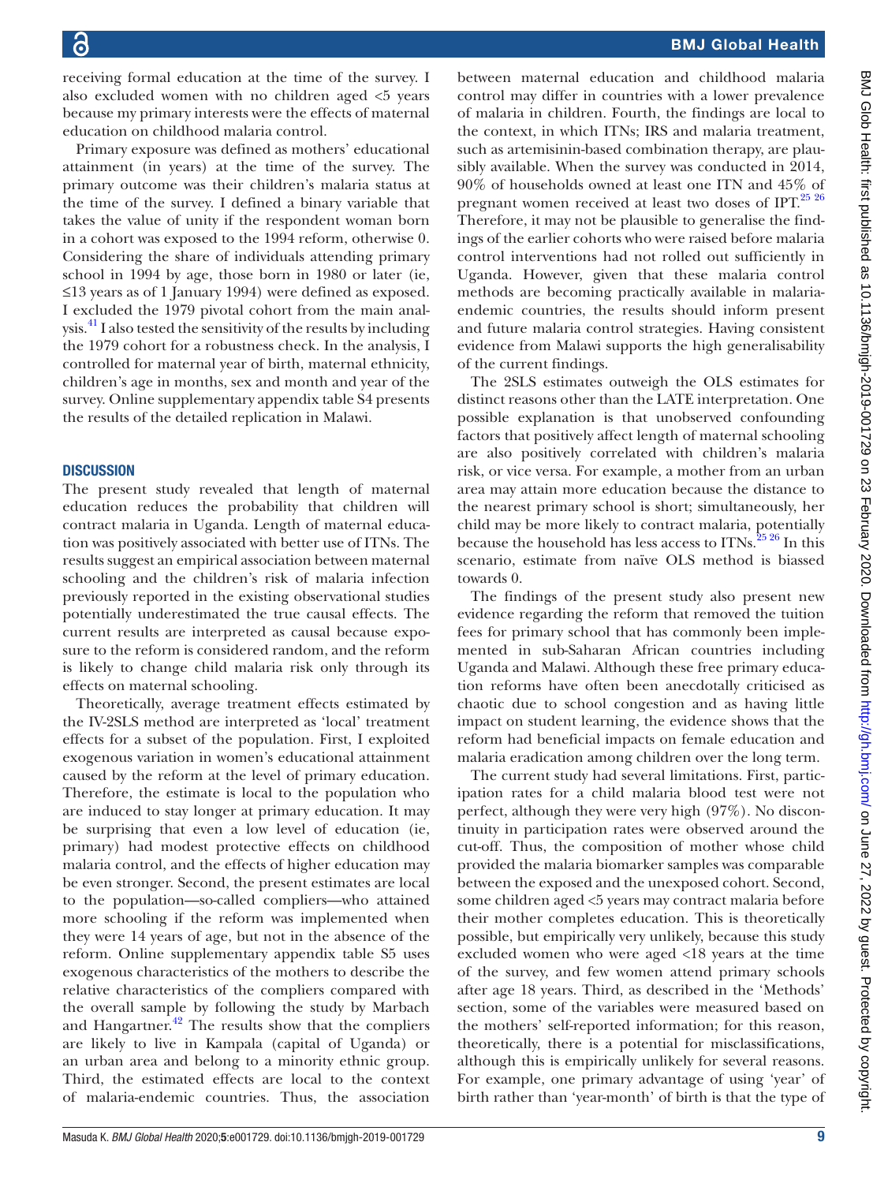receiving formal education at the time of the survey. I also excluded women with no children aged <5 years because my primary interests were the effects of maternal education on childhood malaria control.

Primary exposure was defined as mothers' educational attainment (in years) at the time of the survey. The primary outcome was their children's malaria status at the time of the survey. I defined a binary variable that takes the value of unity if the respondent woman born in a cohort was exposed to the 1994 reform, otherwise 0. Considering the share of individuals attending primary school in 1994 by age, those born in 1980 or later (ie, ≤13 years as of 1 January 1994) were defined as exposed. I excluded the 1979 pivotal cohort from the main analysis.[41] I also tested the sensitivity of the results by including the 1979 cohort for a robustness check. In the analysis, I controlled for maternal year of birth, maternal ethnicity, children's age in months, sex and month and year of the survey. Online supplementary appendix table S4 presents the results of the detailed replication in Malawi.

## DISCUSSION

The present study revealed that length of maternal education reduces the probability that children will contract malaria in Uganda. Length of maternal education was positively associated with better use of ITNs. The results suggest an empirical association between maternal schooling and the children's risk of malaria infection previously reported in the existing observational studies potentially underestimated the true causal effects. The current results are interpreted as causal because exposure to the reform is considered random, and the reform is likely to change child malaria risk only through its effects on maternal schooling.

Theoretically, average treatment effects estimated by the IV-2SLS method are interpreted as 'local' treatment effects for a subset of the population. First, I exploited exogenous variation in women's educational attainment caused by the reform at the level of primary education. Therefore, the estimate is local to the population who are induced to stay longer at primary education. It may be surprising that even a low level of education (ie, primary) had modest protective effects on childhood malaria control, and the effects of higher education may be even stronger. Second, the present estimates are local to the population—so-called compliers—who attained more schooling if the reform was implemented when they were 14 years of age, but not in the absence of the reform. Online supplementary appendix table S5 uses exogenous characteristics of the mothers to describe the relative characteristics of the compliers compared with the overall sample by following the study by Marbach and Hangartner.[42] The results show that the compliers are likely to live in Kampala (capital of Uganda) or an urban area and belong to a minority ethnic group. Third, the estimated effects are local to the context of malaria-endemic countries. Thus, the association between maternal education and childhood malaria control may differ in countries with a lower prevalence of malaria in children. Fourth, the findings are local to the context, in which ITNs; IRS and malaria treatment, such as artemisinin-based combination therapy, are plausibly available. When the survey was conducted in 2014, 90% of households owned at least one ITN and 45% of pregnant women received at least two doses of IPT.[25,26] Therefore, it may not be plausible to generalise the findings of the earlier cohorts who were raised before malaria control interventions had not rolled out sufficiently in Uganda. However, given that these malaria control methods are becoming practically available in malaria-endemic countries, the results should inform present and future malaria control strategies. Having consistent evidence from Malawi supports the high generalisability of the current findings.

The 2SLS estimates outweigh the OLS estimates for distinct reasons other than the LATE interpretation. One possible explanation is that unobserved confounding factors that positively affect length of maternal schooling are also positively correlated with children's malaria risk, or vice versa. For example, a mother from an urban area may attain more education because the distance to the nearest primary school is short; simultaneously, her child may be more likely to contract malaria, potentially because the household has less access to ITNs.[25,26] In this scenario, estimate from naïve OLS method is biassed towards 0.

The findings of the present study also present new evidence regarding the reform that removed the tuition fees for primary school that has commonly been implemented in sub-Saharan African countries including Uganda and Malawi. Although these free primary education reforms have often been anecdotally criticised as chaotic due to school congestion and as having little impact on student learning, the evidence shows that the reform had beneficial impacts on female education and malaria eradication among children over the long term.

The current study had several limitations. First, participation rates for a child malaria blood test were not perfect, although they were very high (97%). No discontinuity in participation rates were observed around the cut-off. Thus, the composition of mother whose child provided the malaria biomarker samples was comparable between the exposed and the unexposed cohort. Second, some children aged <5 years may contract malaria before their mother completes education. This is theoretically possible, but empirically very unlikely, because this study excluded women who were aged <18 years at the time of the survey, and few women attend primary schools after age 18 years. Third, as described in the 'Methods' section, some of the variables were measured based on the mothers' self-reported information; for this reason, theoretically, there is a potential for misclassifications, although this is empirically unlikely for several reasons. For example, one primary advantage of using 'year' of birth rather than 'year-month' of birth is that the type of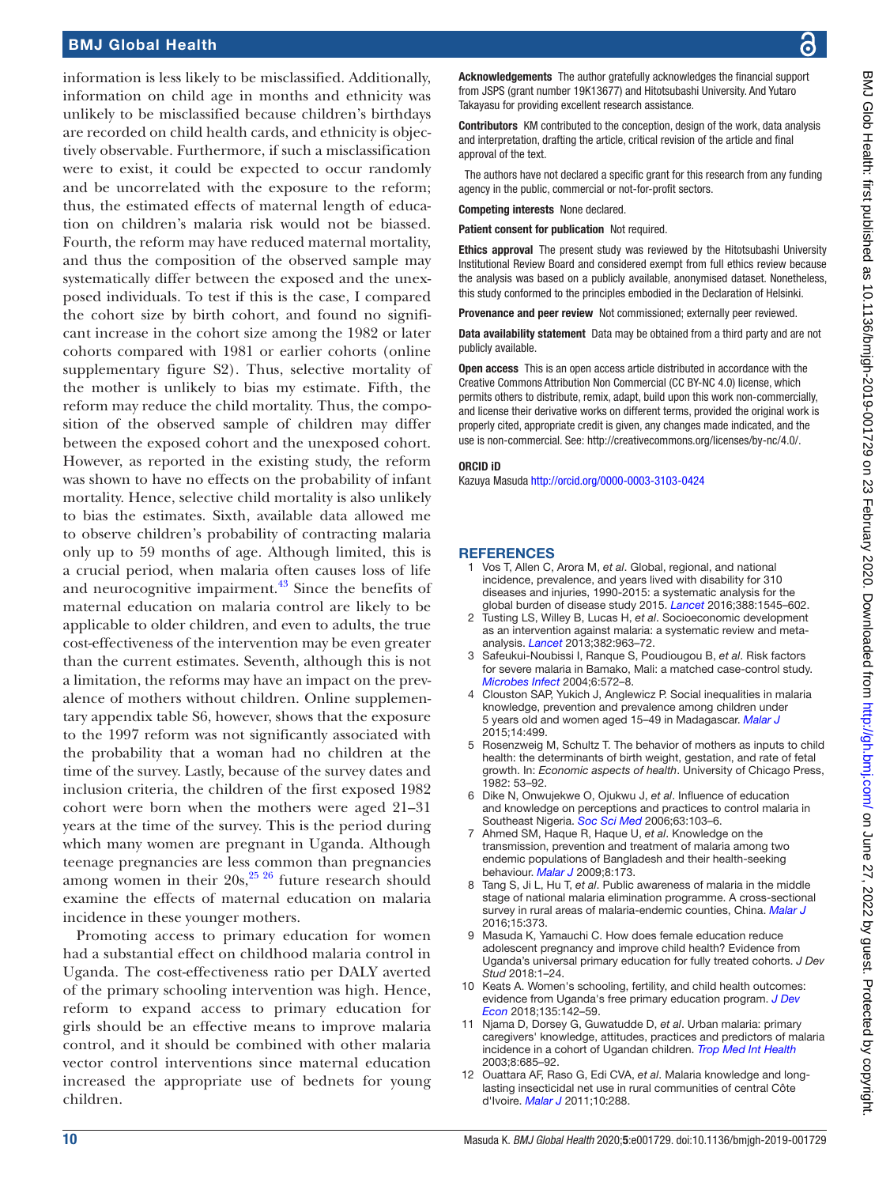information is less likely to be misclassified. Additionally, information on child age in months and ethnicity was unlikely to be misclassified because children's birthdays are recorded on child health cards, and ethnicity is objectively observable. Furthermore, if such a misclassification were to exist, it could be expected to occur randomly and be uncorrelated with the exposure to the reform; thus, the estimated effects of maternal length of education on children's malaria risk would not be biassed. Fourth, the reform may have reduced maternal mortality, and thus the composition of the observed sample may systematically differ between the exposed and the unexposed individuals. To test if this is the case, I compared the cohort size by birth cohort, and found no significant increase in the cohort size among the 1982 or later cohorts compared with 1981 or earlier cohorts (online supplementary figure S2). Thus, selective mortality of the mother is unlikely to bias my estimate. Fifth, the reform may reduce the child mortality. Thus, the composition of the observed sample of children may differ between the exposed cohort and the unexposed cohort. However, as reported in the existing study, the reform was shown to have no effects on the probability of infant mortality. Hence, selective child mortality is also unlikely to bias the estimates. Sixth, available data allowed me to observe children's probability of contracting malaria only up to 59 months of age. Although limited, this is a crucial period, when malaria often causes loss of life and neurocognitive impairment.[43] Since the benefits of maternal education on malaria control are likely to be applicable to older children, and even to adults, the true cost-effectiveness of the intervention may be even greater than the current estimates. Seventh, although this is not a limitation, the reforms may have an impact on the prevalence of mothers without children. Online supplementary appendix table S6, however, shows that the exposure to the 1997 reform was not significantly associated with the probability that a woman had no children at the time of the survey. Lastly, because of the survey dates and inclusion criteria, the children of the first exposed 1982 cohort were born when the mothers were aged 21–31 years at the time of the survey. This is the period during which many women are pregnant in Uganda. Although teenage pregnancies are less common than pregnancies among women in their 20s,[25 26] future research should examine the effects of maternal education on malaria incidence in these younger mothers.

Promoting access to primary education for women had a substantial effect on childhood malaria control in Uganda. The cost-effectiveness ratio per DALY averted of the primary schooling intervention was high. Hence, reform to expand access to primary education for girls should be an effective means to improve malaria control, and it should be combined with other malaria vector control interventions since maternal education increased the appropriate use of bednets for young children.

**Acknowledgements** The author gratefully acknowledges the financial support from JSPS (grant number 19K13677) and Hitotsubashi University. And Yutaro Takayasu for providing excellent research assistance.

**Contributors** KM contributed to the conception, design of the work, data analysis and interpretation, drafting the article, critical revision of the article and final approval of the text.

The authors have not declared a specific grant for this research from any funding agency in the public, commercial or not-for-profit sectors.

**Competing interests** None declared.

**Patient consent for publication** Not required.

**Ethics approval** The present study was reviewed by the Hitotsubashi University Institutional Review Board and considered exempt from full ethics review because the analysis was based on a publicly available, anonymised dataset. Nonetheless, this study conformed to the principles embodied in the Declaration of Helsinki.

**Provenance and peer review** Not commissioned; externally peer reviewed.

**Data availability statement** Data may be obtained from a third party and are not publicly available.

**Open access** This is an open access article distributed in accordance with the Creative Commons Attribution Non Commercial (CC BY-NC 4.0) license, which permits others to distribute, remix, adapt, build upon this work non-commercially, and license their derivative works on different terms, provided the original work is properly cited, appropriate credit is given, any changes made indicated, and the use is non-commercial. See: http://creativecommons.org/licenses/by-nc/4.0/.

**ORCID iD**

Kazuya Masuda http://orcid.org/0000-0003-3103-0424

## REFERENCES

1. Vos T, Allen C, Arora M, *et al*. Global, regional, and national incidence, prevalence, and years lived with disability for 310 diseases and injuries, 1990-2015: a systematic analysis for the global burden of disease study 2015. *Lancet* 2016;388:1545–602.
2. Tusting LS, Willey B, Lucas H, *et al*. Socioeconomic development as an intervention against malaria: a systematic review and meta-analysis. *Lancet* 2013;382:963–72.
3. Safeukui-Noubissi I, Ranque S, Poudiougou B, *et al*. Risk factors for severe malaria in Bamako, Mali: a matched case-control study. *Microbes Infect* 2004;6:572–8.
4. Clouston SAP, Yukich J, Anglewicz P. Social inequalities in malaria knowledge, prevention and prevalence among children under 5 years old and women aged 15–49 in Madagascar. *Malar J* 2015;14:499.
5. Rosenzweig M, Schultz T. The behavior of mothers as inputs to child health: the determinants of birth weight, gestation, and rate of fetal growth. In: *Economic aspects of health*. University of Chicago Press, 1982: 53–92.
6. Dike N, Onwujekwe O, Ojukwu J, *et al*. Influence of education and knowledge on perceptions and practices to control malaria in Southeast Nigeria. *Soc Sci Med* 2006;63:103–6.
7. Ahmed SM, Haque R, Haque U, *et al*. Knowledge on the transmission, prevention and treatment of malaria among two endemic populations of Bangladesh and their health-seeking behaviour. *Malar J* 2009;8:173.
8. Tang S, Ji L, Hu T, *et al*. Public awareness of malaria in the middle stage of national malaria elimination programme. A cross-sectional survey in rural areas of malaria-endemic counties, China. *Malar J* 2016;15:373.
9. Masuda K, Yamauchi C. How does female education reduce adolescent pregnancy and improve child health? Evidence from Uganda's universal primary education for fully treated cohorts. *J Dev Stud* 2018:1–24.
10. Keats A. Women's schooling, fertility, and child health outcomes: evidence from Uganda's free primary education program. *J Dev Econ* 2018;135:142–59.
11. Njama D, Dorsey G, Guwatudde D, *et al*. Urban malaria: primary caregivers' knowledge, attitudes, practices and predictors of malaria incidence in a cohort of Ugandan children. *Trop Med Int Health* 2003;8:685–92.
12. Ouattara AF, Raso G, Edi CVA, *et al*. Malaria knowledge and long-lasting insecticidal net use in rural communities of central Côte d'Ivoire. *Malar J* 2011;10:288.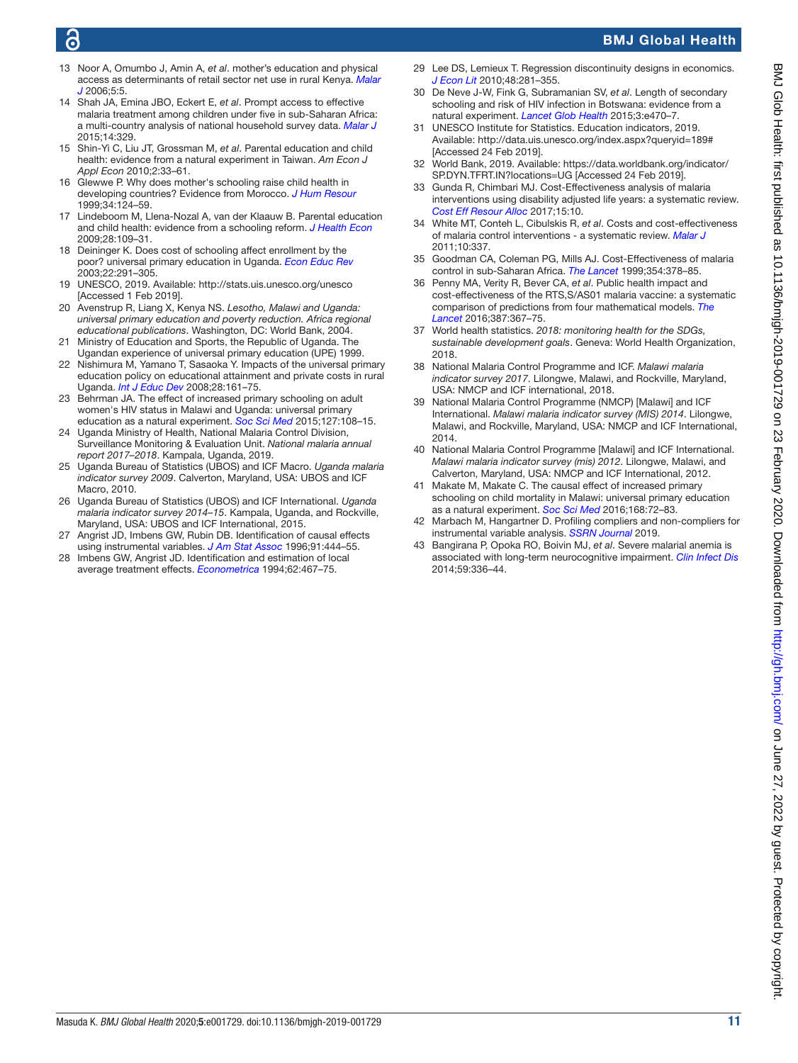13 Noor A, Omumbo J, Amin A, *et al*. mother's education and physical access as determinants of retail sector net use in rural Kenya. *Malar J* 2006;5:5.

14 Shah JA, Emina JBO, Eckert E, *et al*. Prompt access to effective malaria treatment among children under five in sub-Saharan Africa: a multi-country analysis of national household survey data. *Malar J* 2015;14:329.

15 Shin-Yi C, Liu JT, Grossman M, *et al*. Parental education and child health: evidence from a natural experiment in Taiwan. *Am Econ J Appl Econ* 2010;2:33–61.

16 Glewwe P. Why does mother's schooling raise child health in developing countries? Evidence from Morocco. *J Hum Resour* 1999;34:124–59.

17 Lindeboom M, Llena-Nozal A, van der Klaauw B. Parental education and child health: evidence from a schooling reform. *J Health Econ* 2009;28:109–31.

18 Deininger K. Does cost of schooling affect enrollment by the poor? universal primary education in Uganda. *Econ Educ Rev* 2003;22:291–305.

19 UNESCO, 2019. Available: http://stats.uis.unesco.org/unesco [Accessed 1 Feb 2019].

20 Avenstrup R, Liang X, Kenya NS. *Lesotho, Malawi and Uganda: universal primary education and poverty reduction. Africa regional educational publications*. Washington, DC: World Bank, 2004.

21 Ministry of Education and Sports, the Republic of Uganda. The Ugandan experience of universal primary education (UPE) 1999.

22 Nishimura M, Yamano T, Sasaoka Y. Impacts of the universal primary education policy on educational attainment and private costs in rural Uganda. *Int J Educ Dev* 2008;28:161–75.

23 Behrman JA. The effect of increased primary schooling on adult women's HIV status in Malawi and Uganda: universal primary education as a natural experiment. *Soc Sci Med* 2015;127:108–15.

24 Uganda Ministry of Health, National Malaria Control Division, Surveillance Monitoring & Evaluation Unit. *National malaria annual report 2017–2018*. Kampala, Uganda, 2019.

25 Uganda Bureau of Statistics (UBOS) and ICF Macro. *Uganda malaria indicator survey 2009*. Calverton, Maryland, USA: UBOS and ICF Macro, 2010.

26 Uganda Bureau of Statistics (UBOS) and ICF International. *Uganda malaria indicator survey 2014–15*. Kampala, Uganda, and Rockville, Maryland, USA: UBOS and ICF International, 2015.

27 Angrist JD, Imbens GW, Rubin DB. Identification of causal effects using instrumental variables. *J Am Stat Assoc* 1996;91:444–55.

28 Imbens GW, Angrist JD. Identification and estimation of local average treatment effects. *Econometrica* 1994;62:467–75.

29 Lee DS, Lemieux T. Regression discontinuity designs in economics. *J Econ Lit* 2010;48:281–355.

30 De Neve J-W, Fink G, Subramanian SV, *et al*. Length of secondary schooling and risk of HIV infection in Botswana: evidence from a natural experiment. *Lancet Glob Health* 2015;3:e470–7.

31 UNESCO Institute for Statistics. Education indicators, 2019. Available: http://data.uis.unesco.org/index.aspx?queryid=189# [Accessed 24 Feb 2019].

32 World Bank, 2019. Available: https://data.worldbank.org/indicator/SP.DYN.TFRT.IN?locations=UG [Accessed 24 Feb 2019].

33 Gunda R, Chimbari MJ. Cost-Effectiveness analysis of malaria interventions using disability adjusted life years: a systematic review. *Cost Eff Resour Alloc* 2017;15:10.

34 White MT, Conteh L, Cibulskis R, *et al*. Costs and cost-effectiveness of malaria control interventions - a systematic review. *Malar J* 2011;10:337.

35 Goodman CA, Coleman PG, Mills AJ. Cost-Effectiveness of malaria control in sub-Saharan Africa. *The Lancet* 1999;354:378–85.

36 Penny MA, Verity R, Bever CA, *et al*. Public health impact and cost-effectiveness of the RTS,S/AS01 malaria vaccine: a systematic comparison of predictions from four mathematical models. *The Lancet* 2016;387:367–75.

37 World health statistics. *2018: monitoring health for the SDGs, sustainable development goals*. Geneva: World Health Organization, 2018.

38 National Malaria Control Programme and ICF. *Malawi malaria indicator survey 2017*. Lilongwe, Malawi, and Rockville, Maryland, USA: NMCP and ICF international, 2018.

39 National Malaria Control Programme (NMCP) [Malawi] and ICF International. *Malawi malaria indicator survey (MIS) 2014*. Lilongwe, Malawi, and Rockville, Maryland, USA: NMCP and ICF International, 2014.

40 National Malaria Control Programme [Malawi] and ICF International. *Malawi malaria indicator survey (mis) 2012*. Lilongwe, Malawi, and Calverton, Maryland, USA: NMCP and ICF International, 2012.

41 Makate M, Makate C. The causal effect of increased primary schooling on child mortality in Malawi: universal primary education as a natural experiment. *Soc Sci Med* 2016;168:72–83.

42 Marbach M, Hangartner D. Profiling compliers and non-compliers for instrumental variable analysis. *SSRN Journal* 2019.

43 Bangirana P, Opoka RO, Boivin MJ, *et al*. Severe malarial anemia is associated with long-term neurocognitive impairment. *Clin Infect Dis* 2014;59:336–44.